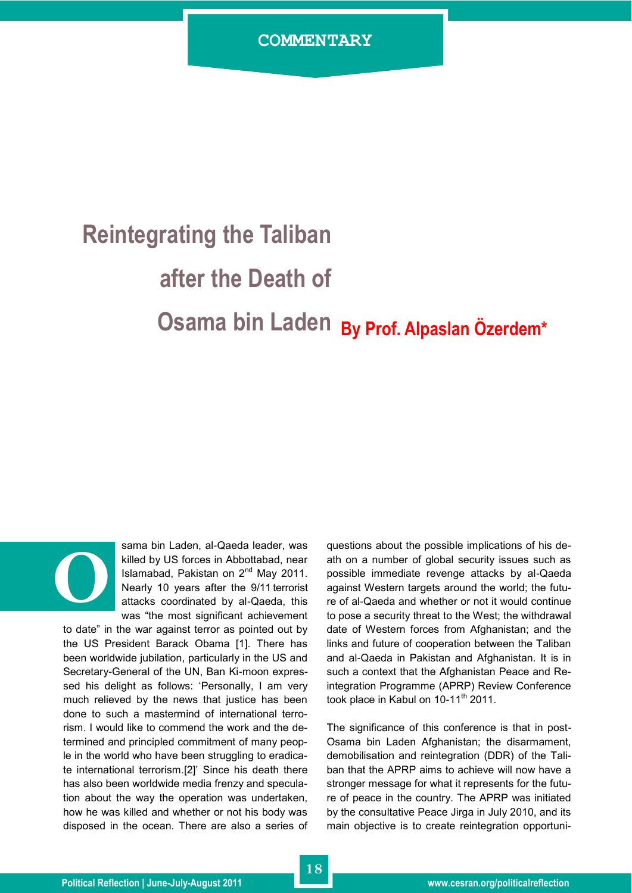COMMENTARY

# Reintegrating the Taliban after the Death of Osama bin Laden

**By Prof. Alpaslan Özerdem***

Osama bin Laden, al-Qaeda leader, was killed by US forces in Abbottabad, near Islamabad, Pakistan on 2nd May 2011. Nearly 10 years after the 9/11 terrorist attacks coordinated by al-Qaeda, this was "the most significant achievement to date" in the war against terror as pointed out by the US President Barack Obama [1]. There has been worldwide jubilation, particularly in the US and Secretary-General of the UN, Ban Ki-moon expressed his delight as follows: 'Personally, I am very much relieved by the news that justice has been done to such a mastermind of international terrorism. I would like to commend the work and the determined and principled commitment of many people in the world who have been struggling to eradicate international terrorism.[2]' Since his death there has also been worldwide media frenzy and speculation about the way the operation was undertaken, how he was killed and whether or not his body was disposed in the ocean. There are also a series of questions about the possible implications of his death on a number of global security issues such as possible immediate revenge attacks by al-Qaeda against Western targets around the world; the future of al-Qaeda and whether or not it would continue to pose a security threat to the West; the withdrawal date of Western forces from Afghanistan; and the links and future of cooperation between the Taliban and al-Qaeda in Pakistan and Afghanistan. It is in such a context that the Afghanistan Peace and Reintegration Programme (APRP) Review Conference took place in Kabul on 10-11th 2011.

The significance of this conference is that in post-Osama bin Laden Afghanistan; the disarmament, demobilisation and reintegration (DDR) of the Taliban that the APRP aims to achieve will now have a stronger message for what it represents for the future of peace in the country. The APRP was initiated by the consultative Peace Jirga in July 2010, and its main objective is to create reintegration opportuni-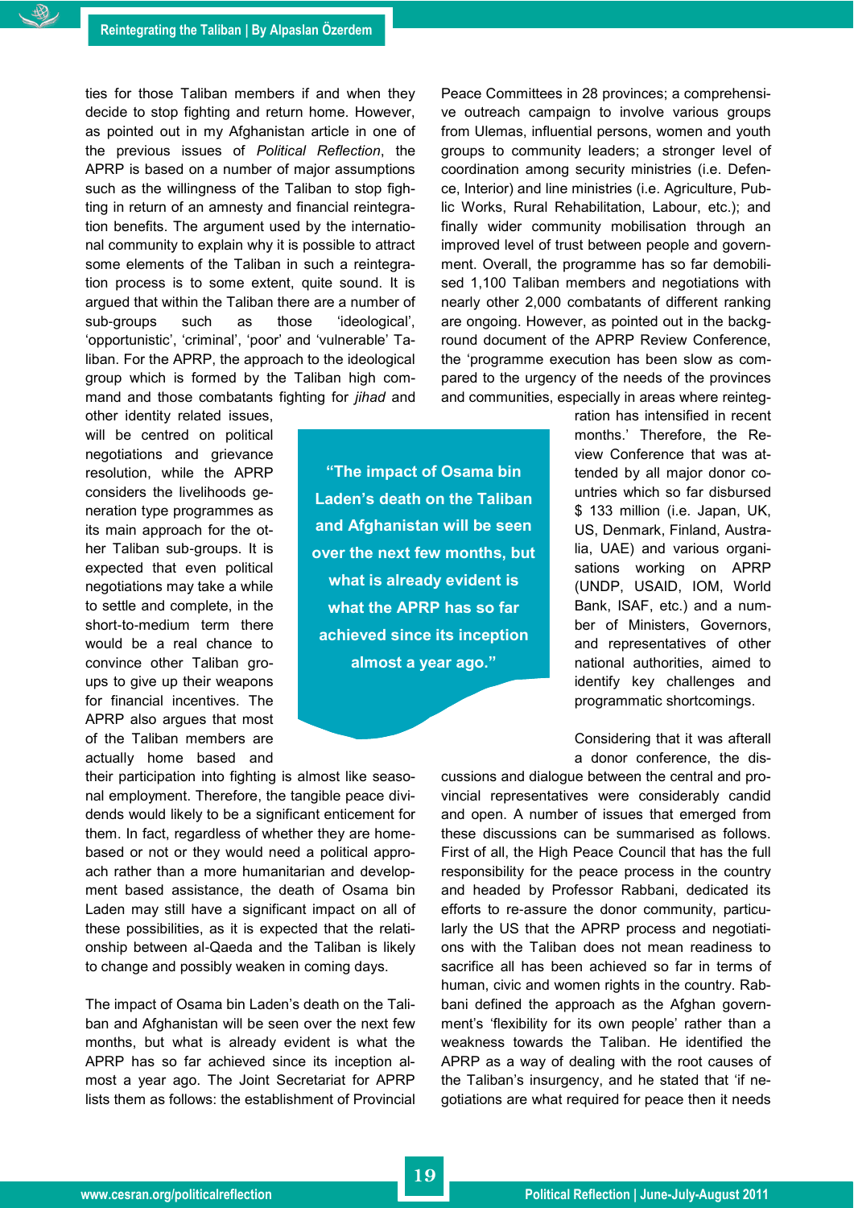ties for those Taliban members if and when they decide to stop fighting and return home. However, as pointed out in my Afghanistan article in one of the previous issues of *Political Reflection*, the APRP is based on a number of major assumptions such as the willingness of the Taliban to stop fighting in return of an amnesty and financial reintegration benefits. The argument used by the international community to explain why it is possible to attract some elements of the Taliban in such a reintegration process is to some extent, quite sound. It is argued that within the Taliban there are a number of sub-groups such as those 'ideological', 'opportunistic', 'criminal', 'poor' and 'vulnerable' Taliban. For the APRP, the approach to the ideological group which is formed by the Taliban high command and those combatants fighting for *jihad* and other identity related issues, will be centred on political negotiations and grievance resolution, while the APRP considers the livelihoods generation type programmes as its main approach for the other Taliban sub-groups. It is expected that even political negotiations may take a while to settle and complete, in the short-to-medium term there would be a real chance to convince other Taliban groups to give up their weapons for financial incentives. The APRP also argues that most of the Taliban members are actually home based and their participation into fighting is almost like seasonal employment. Therefore, the tangible peace dividends would likely to be a significant enticement for them. In fact, regardless of whether they are home-based or not or they would need a political approach rather than a more humanitarian and development based assistance, the death of Osama bin Laden may still have a significant impact on all of these possibilities, as it is expected that the relationship between al-Qaeda and the Taliban is likely to change and possibly weaken in coming days.

> **"The impact of Osama bin Laden's death on the Taliban and Afghanistan will be seen over the next few months, but what is already evident is what the APRP has so far achieved since its inception almost a year ago."**

The impact of Osama bin Laden's death on the Taliban and Afghanistan will be seen over the next few months, but what is already evident is what the APRP has so far achieved since its inception almost a year ago. The Joint Secretariat for APRP lists them as follows: the establishment of Provincial Peace Committees in 28 provinces; a comprehensive outreach campaign to involve various groups from Ulemas, influential persons, women and youth groups to community leaders; a stronger level of coordination among security ministries (i.e. Defence, Interior) and line ministries (i.e. Agriculture, Public Works, Rural Rehabilitation, Labour, etc.); and finally wider community mobilisation through an improved level of trust between people and government. Overall, the programme has so far demobilised 1,100 Taliban members and negotiations with nearly other 2,000 combatants of different ranking are ongoing. However, as pointed out in the background document of the APRP Review Conference, the 'programme execution has been slow as compared to the urgency of the needs of the provinces and communities, especially in areas where reintegration has intensified in recent months.' Therefore, the Review Conference that was attended by all major donor countries which so far disbursed $ 133 million (i.e. Japan, UK, US, Denmark, Finland, Australia, UAE) and various organisations working on APRP (UNDP, USAID, IOM, World Bank, ISAF, etc.) and a number of Ministers, Governors, and representatives of other national authorities, aimed to identify key challenges and programmatic shortcomings.

Considering that it was afterall a donor conference, the discussions and dialogue between the central and provincial representatives were considerably candid and open. A number of issues that emerged from these discussions can be summarised as follows. First of all, the High Peace Council that has the full responsibility for the peace process in the country and headed by Professor Rabbani, dedicated its efforts to re-assure the donor community, particularly the US that the APRP process and negotiations with the Taliban does not mean readiness to sacrifice all has been achieved so far in terms of human, civic and women rights in the country. Rabbani defined the approach as the Afghan government's 'flexibility for its own people' rather than a weakness towards the Taliban. He identified the APRP as a way of dealing with the root causes of the Taliban's insurgency, and he stated that 'if negotiations are what required for peace then it needs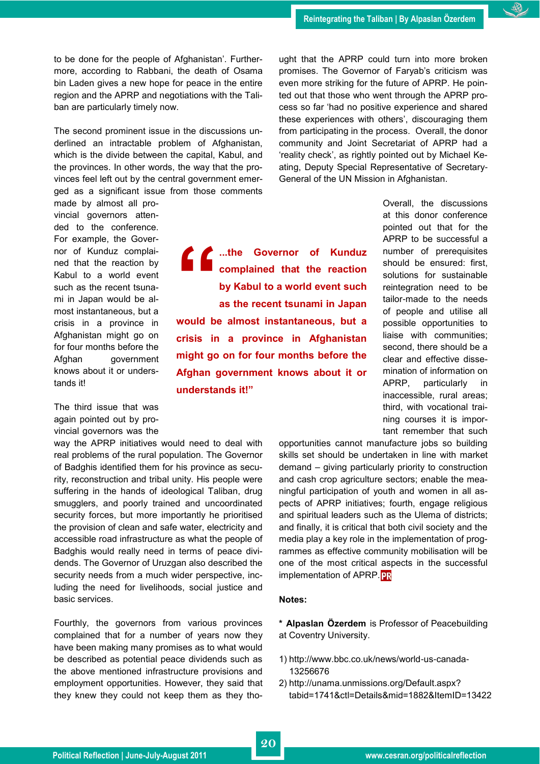to be done for the people of Afghanistan'. Furthermore, according to Rabbani, the death of Osama bin Laden gives a new hope for peace in the entire region and the APRP and negotiations with the Taliban are particularly timely now.

The second prominent issue in the discussions underlined an intractable problem of Afghanistan, which is the divide between the capital, Kabul, and the provinces. In other words, the way that the provinces feel left out by the central government emerged as a significant issue from those comments made by almost all provincial governors attended to the conference. For example, the Governor of Kunduz complained that the reaction by Kabul to a world event such as the recent tsunami in Japan would be almost instantaneous, but a crisis in a province in Afghanistan might go on for four months before the Afghan government knows about it or understands it!

> **"...the Governor of Kunduz complained that the reaction by Kabul to a world event such as the recent tsunami in Japan would be almost instantaneous, but a crisis in a province in Afghanistan might go on for four months before the Afghan government knows about it or understands it!"**

The third issue that was again pointed out by provincial governors was the way the APRP initiatives would need to deal with real problems of the rural population. The Governor of Badghis identified them for his province as security, reconstruction and tribal unity. His people were suffering in the hands of ideological Taliban, drug smugglers, and poorly trained and uncoordinated security forces, but more importantly he prioritised the provision of clean and safe water, electricity and accessible road infrastructure as what the people of Badghis would really need in terms of peace dividends. The Governor of Uruzgan also described the security needs from a much wider perspective, including the need for livelihoods, social justice and basic services.

Fourthly, the governors from various provinces complained that for a number of years now they have been making many promises as to what would be described as potential peace dividends such as the above mentioned infrastructure provisions and employment opportunities. However, they said that they knew they could not keep them as they thought that the APRP could turn into more broken promises. The Governor of Faryab's criticism was even more striking for the future of APRP. He pointed out that those who went through the APRP process so far 'had no positive experience and shared these experiences with others', discouraging them from participating in the process. Overall, the donor community and Joint Secretariat of APRP had a 'reality check', as rightly pointed out by Michael Keating, Deputy Special Representative of Secretary-General of the UN Mission in Afghanistan.

Overall, the discussions at this donor conference pointed out that for the APRP to be successful a number of prerequisites should be ensured: first, solutions for sustainable reintegration need to be tailor-made to the needs of people and utilise all possible opportunities to liaise with communities; second, there should be a clear and effective dissemination of information on APRP, particularly in inaccessible, rural areas; third, with vocational training courses it is important remember that such opportunities cannot manufacture jobs so building skills set should be undertaken in line with market demand – giving particularly priority to construction and cash crop agriculture sectors; enable the meaningful participation of youth and women in all aspects of APRP initiatives; fourth, engage religious and spiritual leaders such as the Ulema of districts; and finally, it is critical that both civil society and the media play a key role in the implementation of programmes as effective community mobilisation will be one of the most critical aspects in the successful implementation of APRP.

**Notes:**

\* **Alpaslan Özerdem** is Professor of Peacebuilding at Coventry University.

1) http://www.bbc.co.uk/news/world-us-canada-13256676
2) http://unama.unmissions.org/Default.aspx?tabid=1741&ctl=Details&mid=1882&ItemID=13422